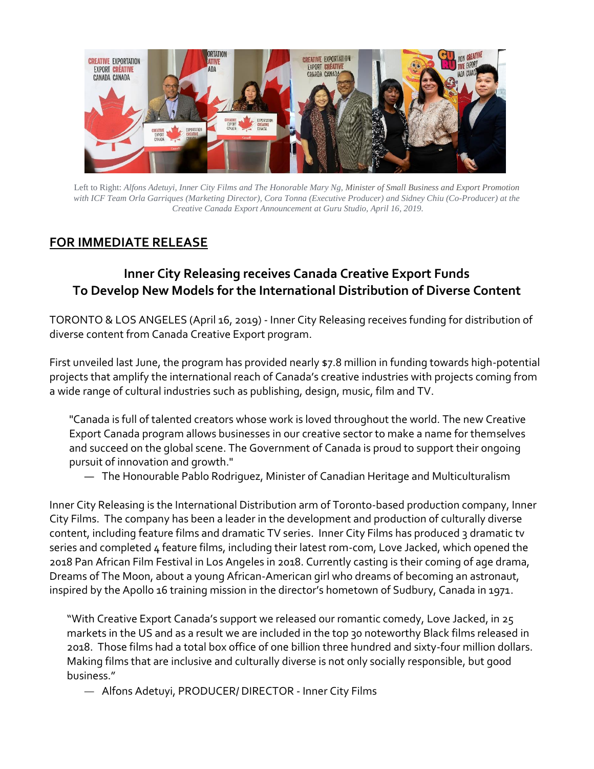Left to Right: *Alfons Adetuyi, Inner City Films and The Honorable Mary Ng, Minister of Small Business and Export Promotion with ICF Team Orla Garriques (Marketing Director), Cora Tonna (Executive Producer) and Sidney Chiu (Co-Producer) at the Creative Canada Export Announcement at Guru Studio, April 16, 2019.*

## FOR IMMEDIATE RELEASE

### Inner City Releasing receives Canada Creative Export Funds To Develop New Models for the International Distribution of Diverse Content

TORONTO & LOS ANGELES (April 16, 2019) - Inner City Releasing receives funding for distribution of diverse content from Canada Creative Export program.

First unveiled last June, the program has provided nearly $7.8 million in funding towards high-potential projects that amplify the international reach of Canada's creative industries with projects coming from a wide range of cultural industries such as publishing, design, music, film and TV.

> "Canada is full of talented creators whose work is loved throughout the world. The new Creative Export Canada program allows businesses in our creative sector to make a name for themselves and succeed on the global scene. The Government of Canada is proud to support their ongoing pursuit of innovation and growth."
>
> — The Honourable Pablo Rodriguez, Minister of Canadian Heritage and Multiculturalism

Inner City Releasing is the International Distribution arm of Toronto-based production company, Inner City Films. The company has been a leader in the development and production of culturally diverse content, including feature films and dramatic TV series. Inner City Films has produced 3 dramatic tv series and completed 4 feature films, including their latest rom-com, Love Jacked, which opened the 2018 Pan African Film Festival in Los Angeles in 2018. Currently casting is their coming of age drama, Dreams of The Moon, about a young African-American girl who dreams of becoming an astronaut, inspired by the Apollo 16 training mission in the director's hometown of Sudbury, Canada in 1971.

> "With Creative Export Canada's support we released our romantic comedy, Love Jacked, in 25 markets in the US and as a result we are included in the top 30 noteworthy Black films released in 2018. Those films had a total box office of one billion three hundred and sixty-four million dollars. Making films that are inclusive and culturally diverse is not only socially responsible, but good business."
>
> — Alfons Adetuyi, PRODUCER/ DIRECTOR - Inner City Films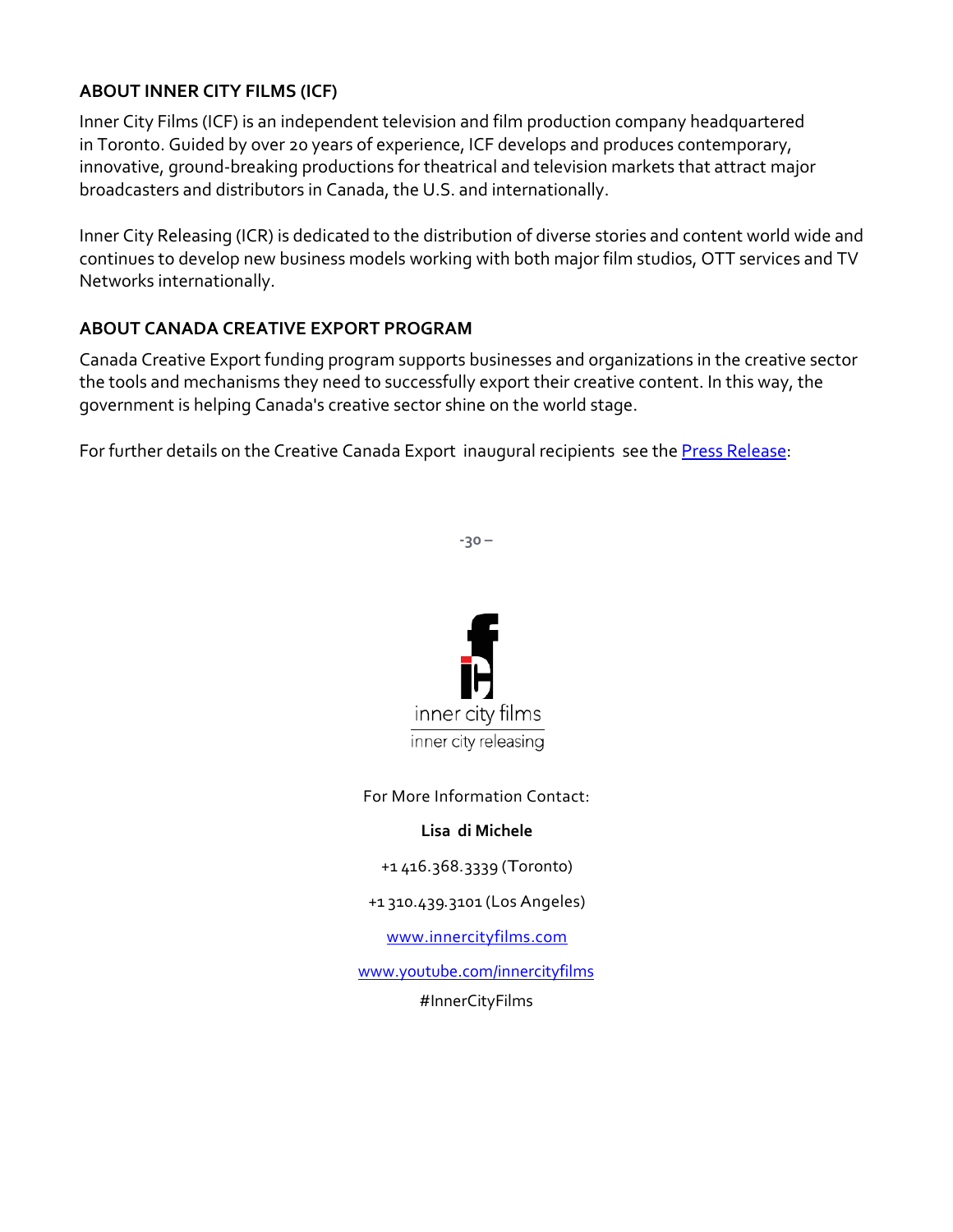## ABOUT INNER CITY FILMS (ICF)

Inner City Films (ICF) is an independent television and film production company headquartered in Toronto. Guided by over 20 years of experience, ICF develops and produces contemporary, innovative, ground-breaking productions for theatrical and television markets that attract major broadcasters and distributors in Canada, the U.S. and internationally.

Inner City Releasing (ICR) is dedicated to the distribution of diverse stories and content world wide and continues to develop new business models working with both major film studios, OTT services and TV Networks internationally.

## ABOUT CANADA CREATIVE EXPORT PROGRAM

Canada Creative Export funding program supports businesses and organizations in the creative sector the tools and mechanisms they need to successfully export their creative content. In this way, the government is helping Canada's creative sector shine on the world stage.

For further details on the Creative Canada Export inaugural recipients see the Press Release:

-30 –

inner city films

inner city releasing

For More Information Contact:

**Lisa di Michele**

+1 416.368.3339 (Toronto)

+1 310.439.3101 (Los Angeles)

www.innercityfilms.com

www.youtube.com/innercityfilms

#InnerCityFilms